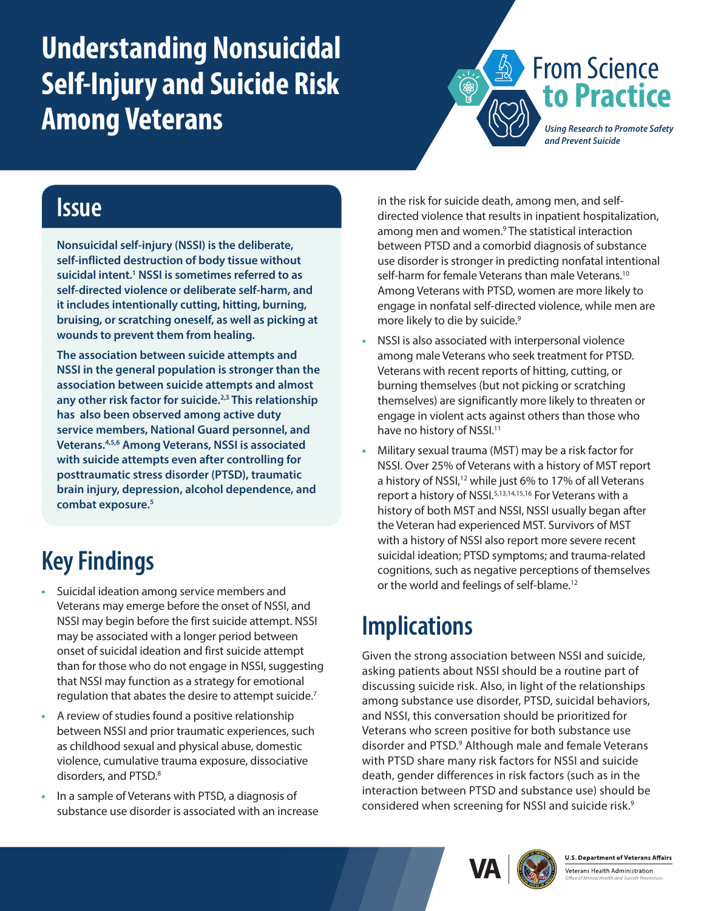# Understanding Nonsuicidal Self-Injury and Suicide Risk Among Veterans

From Science to Practice

*Using Research to Promote Safety and Prevent Suicide*

## Issue

**Nonsuicidal self-injury (NSSI) is the deliberate, self-inflicted destruction of body tissue without suicidal intent.[1] NSSI is sometimes referred to as self-directed violence or deliberate self-harm, and it includes intentionally cutting, hitting, burning, bruising, or scratching oneself, as well as picking at wounds to prevent them from healing.**

**The association between suicide attempts and NSSI in the general population is stronger than the association between suicide attempts and almost any other risk factor for suicide.[2,3] This relationship has also been observed among active duty service members, National Guard personnel, and Veterans.[4,5,6] Among Veterans, NSSI is associated with suicide attempts even after controlling for posttraumatic stress disorder (PTSD), traumatic brain injury, depression, alcohol dependence, and combat exposure.[5]**

## Key Findings

- Suicidal ideation among service members and Veterans may emerge before the onset of NSSI, and NSSI may begin before the first suicide attempt. NSSI may be associated with a longer period between onset of suicidal ideation and first suicide attempt than for those who do not engage in NSSI, suggesting that NSSI may function as a strategy for emotional regulation that abates the desire to attempt suicide.[7]
- A review of studies found a positive relationship between NSSI and prior traumatic experiences, such as childhood sexual and physical abuse, domestic violence, cumulative trauma exposure, dissociative disorders, and PTSD.[8]
- In a sample of Veterans with PTSD, a diagnosis of substance use disorder is associated with an increase in the risk for suicide death, among men, and self-directed violence that results in inpatient hospitalization, among men and women.[9] The statistical interaction between PTSD and a comorbid diagnosis of substance use disorder is stronger in predicting nonfatal intentional self-harm for female Veterans than male Veterans.[10] Among Veterans with PTSD, women are more likely to engage in nonfatal self-directed violence, while men are more likely to die by suicide.[9]
- NSSI is also associated with interpersonal violence among male Veterans who seek treatment for PTSD. Veterans with recent reports of hitting, cutting, or burning themselves (but not picking or scratching themselves) are significantly more likely to threaten or engage in violent acts against others than those who have no history of NSSI.[11]
- Military sexual trauma (MST) may be a risk factor for NSSI. Over 25% of Veterans with a history of MST report a history of NSSI,[12] while just 6% to 17% of all Veterans report a history of NSSI.[5,13,14,15,16] For Veterans with a history of both MST and NSSI, NSSI usually began after the Veteran had experienced MST. Survivors of MST with a history of NSSI also report more severe recent suicidal ideation; PTSD symptoms; and trauma-related cognitions, such as negative perceptions of themselves or the world and feelings of self-blame.[12]

## Implications

Given the strong association between NSSI and suicide, asking patients about NSSI should be a routine part of discussing suicide risk. Also, in light of the relationships among substance use disorder, PTSD, suicidal behaviors, and NSSI, this conversation should be prioritized for Veterans who screen positive for both substance use disorder and PTSD.[9] Although male and female Veterans with PTSD share many risk factors for NSSI and suicide death, gender differences in risk factors (such as in the interaction between PTSD and substance use) should be considered when screening for NSSI and suicide risk.[9]

U.S. Department of Veterans Affairs
Veterans Health Administration
Office of Mental Health and Suicide Prevention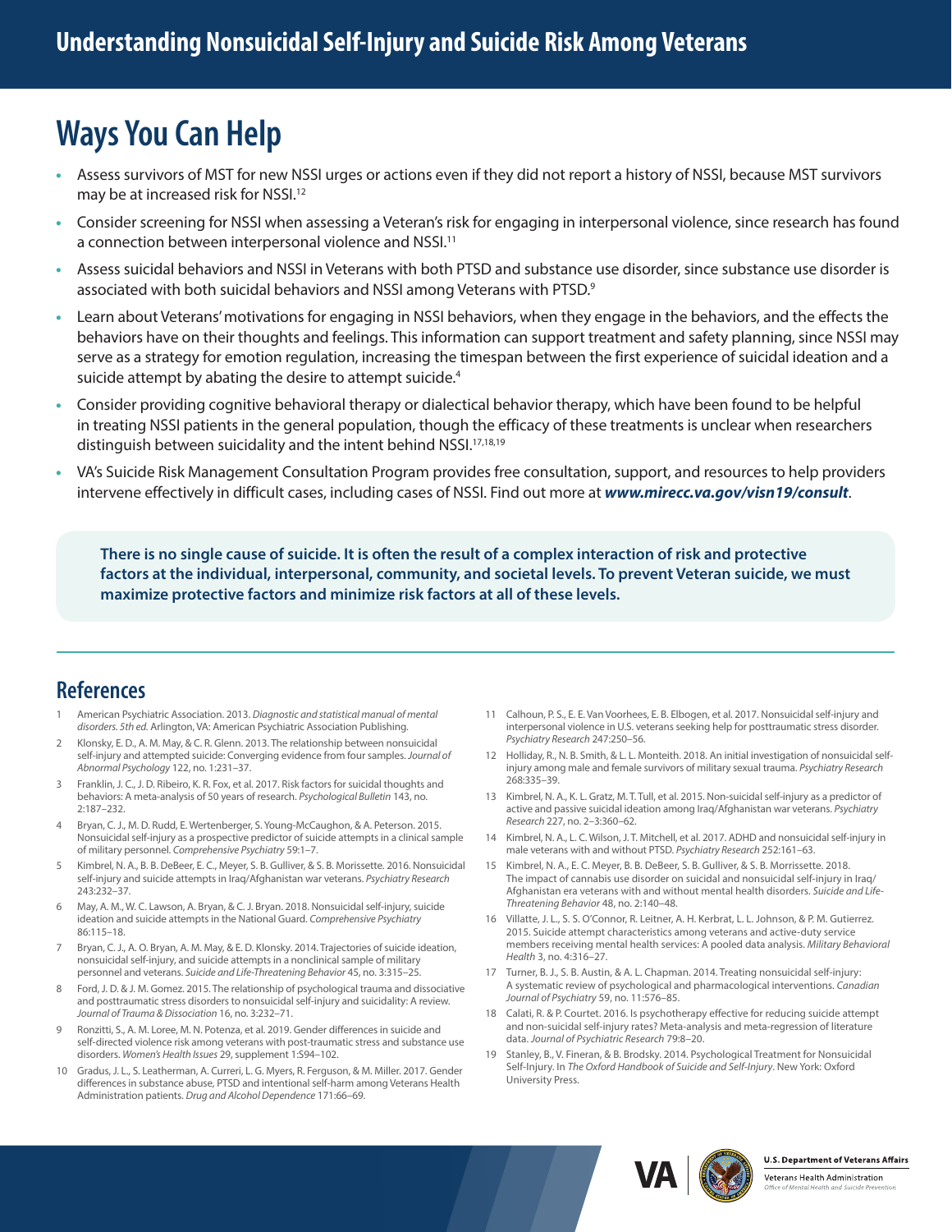## Ways You Can Help

- Assess survivors of MST for new NSSI urges or actions even if they did not report a history of NSSI, because MST survivors may be at increased risk for NSSI.[12]
- Consider screening for NSSI when assessing a Veteran's risk for engaging in interpersonal violence, since research has found a connection between interpersonal violence and NSSI.[11]
- Assess suicidal behaviors and NSSI in Veterans with both PTSD and substance use disorder, since substance use disorder is associated with both suicidal behaviors and NSSI among Veterans with PTSD.[9]
- Learn about Veterans' motivations for engaging in NSSI behaviors, when they engage in the behaviors, and the effects the behaviors have on their thoughts and feelings. This information can support treatment and safety planning, since NSSI may serve as a strategy for emotion regulation, increasing the timespan between the first experience of suicidal ideation and a suicide attempt by abating the desire to attempt suicide.[4]
- Consider providing cognitive behavioral therapy or dialectical behavior therapy, which have been found to be helpful in treating NSSI patients in the general population, though the efficacy of these treatments is unclear when researchers distinguish between suicidality and the intent behind NSSI.[17,18,19]
- VA's Suicide Risk Management Consultation Program provides free consultation, support, and resources to help providers intervene effectively in difficult cases, including cases of NSSI. Find out more at ***www.mirecc.va.gov/visn19/consult***.

**There is no single cause of suicide. It is often the result of a complex interaction of risk and protective factors at the individual, interpersonal, community, and societal levels. To prevent Veteran suicide, we must maximize protective factors and minimize risk factors at all of these levels.**

## References

1. American Psychiatric Association. 2013. *Diagnostic and statistical manual of mental disorders. 5th ed.* Arlington, VA: American Psychiatric Association Publishing.
2. Klonsky, E. D., A. M. May, & C. R. Glenn. 2013. The relationship between nonsuicidal self-injury and attempted suicide: Converging evidence from four samples. *Journal of Abnormal Psychology* 122, no. 1:231–37.
3. Franklin, J. C., J. D. Ribeiro, K. R. Fox, et al. 2017. Risk factors for suicidal thoughts and behaviors: A meta-analysis of 50 years of research. *Psychological Bulletin* 143, no. 2:187–232.
4. Bryan, C. J., M. D. Rudd, E. Wertenberger, S. Young-McCaughon, & A. Peterson. 2015. Nonsuicidal self-injury as a prospective predictor of suicide attempts in a clinical sample of military personnel. *Comprehensive Psychiatry* 59:1–7.
5. Kimbrel, N. A., B. B. DeBeer, E. C., Meyer, S. B. Gulliver, & S. B. Morissette. 2016. Nonsuicidal self-injury and suicide attempts in Iraq/Afghanistan war veterans. *Psychiatry Research* 243:232–37.
6. May, A. M., W. C. Lawson, A. Bryan, & C. J. Bryan. 2018. Nonsuicidal self-injury, suicide ideation and suicide attempts in the National Guard. *Comprehensive Psychiatry* 86:115–18.
7. Bryan, C. J., A. O. Bryan, A. M. May, & E. D. Klonsky. 2014. Trajectories of suicide ideation, nonsuicidal self-injury, and suicide attempts in a nonclinical sample of military personnel and veterans. *Suicide and Life-Threatening Behavior* 45, no. 3:315–25.
8. Ford, J. D. & J. M. Gomez. 2015. The relationship of psychological trauma and dissociative and posttraumatic stress disorders to nonsuicidal self-injury and suicidality: A review. *Journal of Trauma & Dissociation* 16, no. 3:232–71.
9. Ronzitti, S., A. M. Loree, M. N. Potenza, et al. 2019. Gender differences in suicide and self-directed violence risk among veterans with post-traumatic stress and substance use disorders. *Women's Health Issues* 29, supplement 1:S94–102.
10. Gradus, J. L., S. Leatherman, A. Curreri, L. G. Myers, R. Ferguson, & M. Miller. 2017. Gender differences in substance abuse, PTSD and intentional self-harm among Veterans Health Administration patients. *Drug and Alcohol Dependence* 171:66–69.
11. Calhoun, P. S., E. E. Van Voorhees, E. B. Elbogen, et al. 2017. Nonsuicidal self-injury and interpersonal violence in U.S. veterans seeking help for posttraumatic stress disorder. *Psychiatry Research* 247:250–56.
12. Holliday, R., N. B. Smith, & L. L. Monteith. 2018. An initial investigation of nonsuicidal self-injury among male and female survivors of military sexual trauma. *Psychiatry Research* 268:335–39.
13. Kimbrel, N. A., K. L. Gratz, M. T. Tull, et al. 2015. Non-suicidal self-injury as a predictor of active and passive suicidal ideation among Iraq/Afghanistan war veterans. *Psychiatry Research* 227, no. 2–3:360–62.
14. Kimbrel, N. A., L. C. Wilson, J. T. Mitchell, et al. 2017. ADHD and nonsuicidal self-injury in male veterans with and without PTSD. *Psychiatry Research* 252:161–63.
15. Kimbrel, N. A., E. C. Meyer, B. B. DeBeer, S. B. Gulliver, & S. B. Morrissette. 2018. The impact of cannabis use disorder on suicidal and nonsuicidal self-injury in Iraq/Afghanistan era veterans with and without mental health disorders. *Suicide and Life-Threatening Behavior* 48, no. 2:140–48.
16. Villatte, J. L., S. S. O'Connor, R. Leitner, A. H. Kerbrat, L. L. Johnson, & P. M. Gutierrez. 2015. Suicide attempt characteristics among veterans and active-duty service members receiving mental health services: A pooled data analysis. *Military Behavioral Health* 3, no. 4:316–27.
17. Turner, B. J., S. B. Austin, & A. L. Chapman. 2014. Treating nonsuicidal self-injury: A systematic review of psychological and pharmacological interventions. *Canadian Journal of Psychiatry* 59, no. 11:576–85.
18. Calati, R. & P. Courtet. 2016. Is psychotherapy effective for reducing suicide attempt and non-suicidal self-injury rates? Meta-analysis and meta-regression of literature data. *Journal of Psychiatric Research* 79:8–20.
19. Stanley, B., V. Fineran, & B. Brodsky. 2014. Psychological Treatment for Nonsuicidal Self-Injury. In *The Oxford Handbook of Suicide and Self-Injury*. New York: Oxford University Press.

U.S. Department of Veterans Affairs
Veterans Health Administration
Office of Mental Health and Suicide Prevention